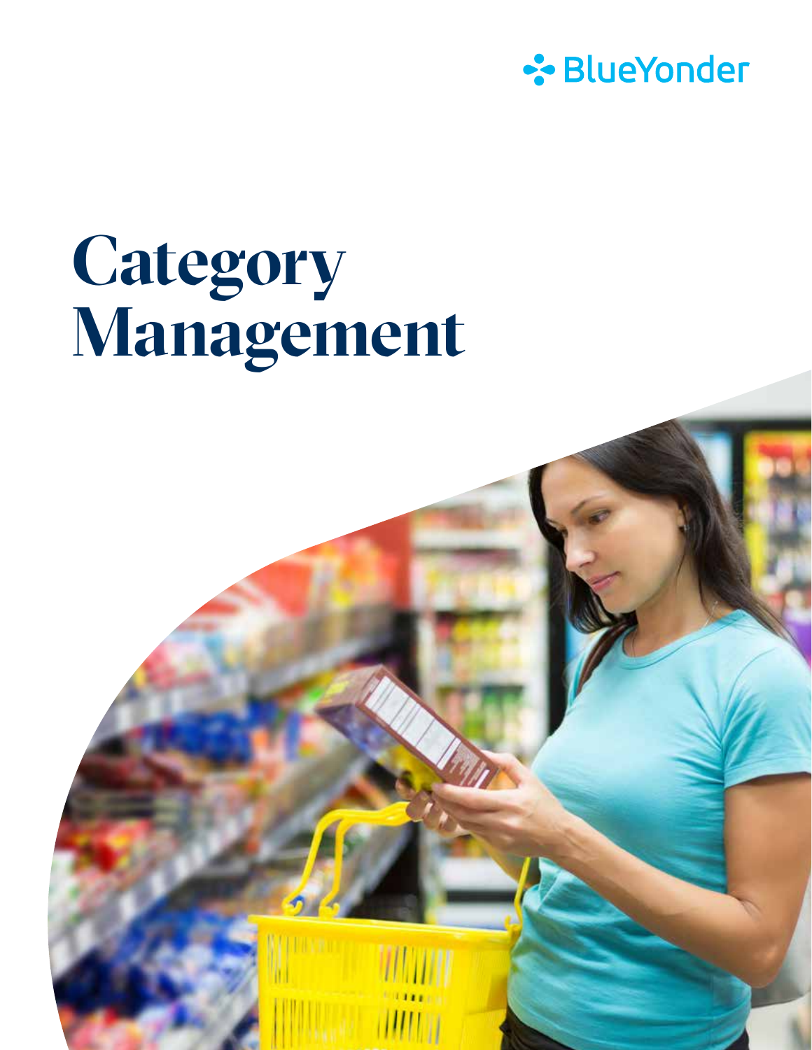BlueYonder

# Category Management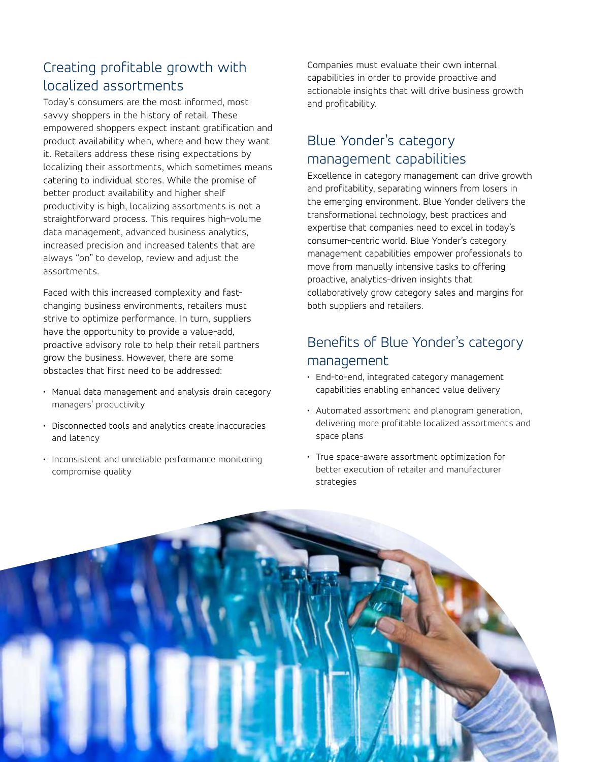## Creating profitable growth with localized assortments

Today's consumers are the most informed, most savvy shoppers in the history of retail. These empowered shoppers expect instant gratification and product availability when, where and how they want it. Retailers address these rising expectations by localizing their assortments, which sometimes means catering to individual stores. While the promise of better product availability and higher shelf productivity is high, localizing assortments is not a straightforward process. This requires high-volume data management, advanced business analytics, increased precision and increased talents that are always "on" to develop, review and adjust the assortments.

Faced with this increased complexity and fast-changing business environments, retailers must strive to optimize performance. In turn, suppliers have the opportunity to provide a value-add, proactive advisory role to help their retail partners grow the business. However, there are some obstacles that first need to be addressed:

- Manual data management and analysis drain category managers' productivity
- Disconnected tools and analytics create inaccuracies and latency
- Inconsistent and unreliable performance monitoring compromise quality

Companies must evaluate their own internal capabilities in order to provide proactive and actionable insights that will drive business growth and profitability.

## Blue Yonder's category management capabilities

Excellence in category management can drive growth and profitability, separating winners from losers in the emerging environment. Blue Yonder delivers the transformational technology, best practices and expertise that companies need to excel in today's consumer-centric world. Blue Yonder's category management capabilities empower professionals to move from manually intensive tasks to offering proactive, analytics-driven insights that collaboratively grow category sales and margins for both suppliers and retailers.

## Benefits of Blue Yonder's category management

- End-to-end, integrated category management capabilities enabling enhanced value delivery
- Automated assortment and planogram generation, delivering more profitable localized assortments and space plans
- True space-aware assortment optimization for better execution of retailer and manufacturer strategies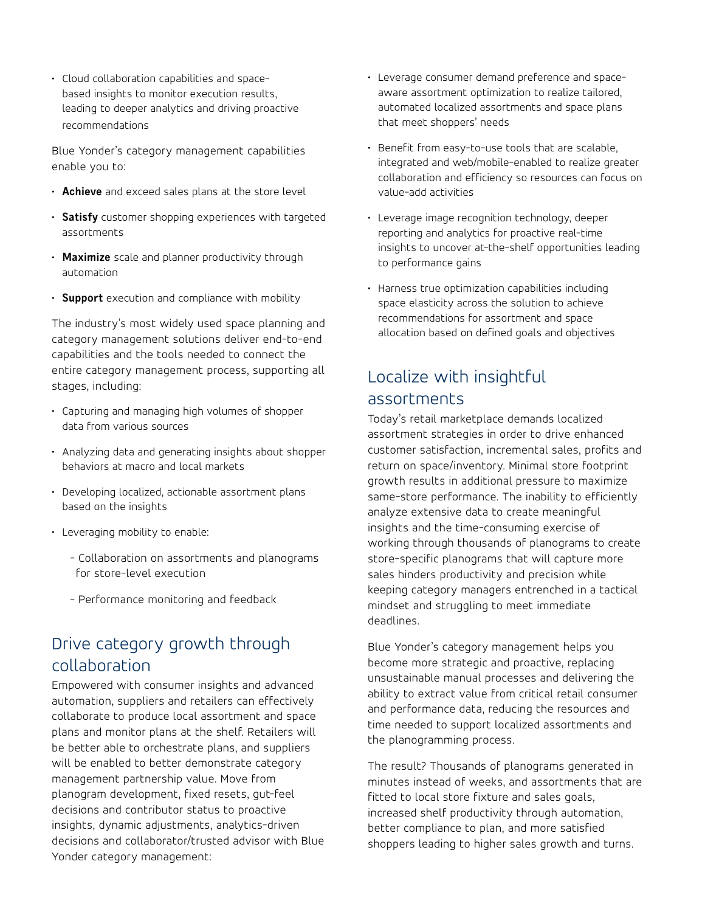- Cloud collaboration capabilities and space-based insights to monitor execution results, leading to deeper analytics and driving proactive recommendations

Blue Yonder's category management capabilities enable you to:

- **Achieve** and exceed sales plans at the store level
- **Satisfy** customer shopping experiences with targeted assortments
- **Maximize** scale and planner productivity through automation
- **Support** execution and compliance with mobility

The industry's most widely used space planning and category management solutions deliver end-to-end capabilities and the tools needed to connect the entire category management process, supporting all stages, including:

- Capturing and managing high volumes of shopper data from various sources
- Analyzing data and generating insights about shopper behaviors at macro and local markets
- Developing localized, actionable assortment plans based on the insights
- Leveraging mobility to enable:
  - Collaboration on assortments and planograms for store-level execution
  - Performance monitoring and feedback

## Drive category growth through collaboration

Empowered with consumer insights and advanced automation, suppliers and retailers can effectively collaborate to produce local assortment and space plans and monitor plans at the shelf. Retailers will be better able to orchestrate plans, and suppliers will be enabled to better demonstrate category management partnership value. Move from planogram development, fixed resets, gut-feel decisions and contributor status to proactive insights, dynamic adjustments, analytics-driven decisions and collaborator/trusted advisor with Blue Yonder category management:

- Leverage consumer demand preference and space-aware assortment optimization to realize tailored, automated localized assortments and space plans that meet shoppers' needs
- Benefit from easy-to-use tools that are scalable, integrated and web/mobile-enabled to realize greater collaboration and efficiency so resources can focus on value-add activities
- Leverage image recognition technology, deeper reporting and analytics for proactive real-time insights to uncover at-the-shelf opportunities leading to performance gains
- Harness true optimization capabilities including space elasticity across the solution to achieve recommendations for assortment and space allocation based on defined goals and objectives

## Localize with insightful assortments

Today's retail marketplace demands localized assortment strategies in order to drive enhanced customer satisfaction, incremental sales, profits and return on space/inventory. Minimal store footprint growth results in additional pressure to maximize same-store performance. The inability to efficiently analyze extensive data to create meaningful insights and the time-consuming exercise of working through thousands of planograms to create store-specific planograms that will capture more sales hinders productivity and precision while keeping category managers entrenched in a tactical mindset and struggling to meet immediate deadlines.

Blue Yonder's category management helps you become more strategic and proactive, replacing unsustainable manual processes and delivering the ability to extract value from critical retail consumer and performance data, reducing the resources and time needed to support localized assortments and the planogramming process.

The result? Thousands of planograms generated in minutes instead of weeks, and assortments that are fitted to local store fixture and sales goals, increased shelf productivity through automation, better compliance to plan, and more satisfied shoppers leading to higher sales growth and turns.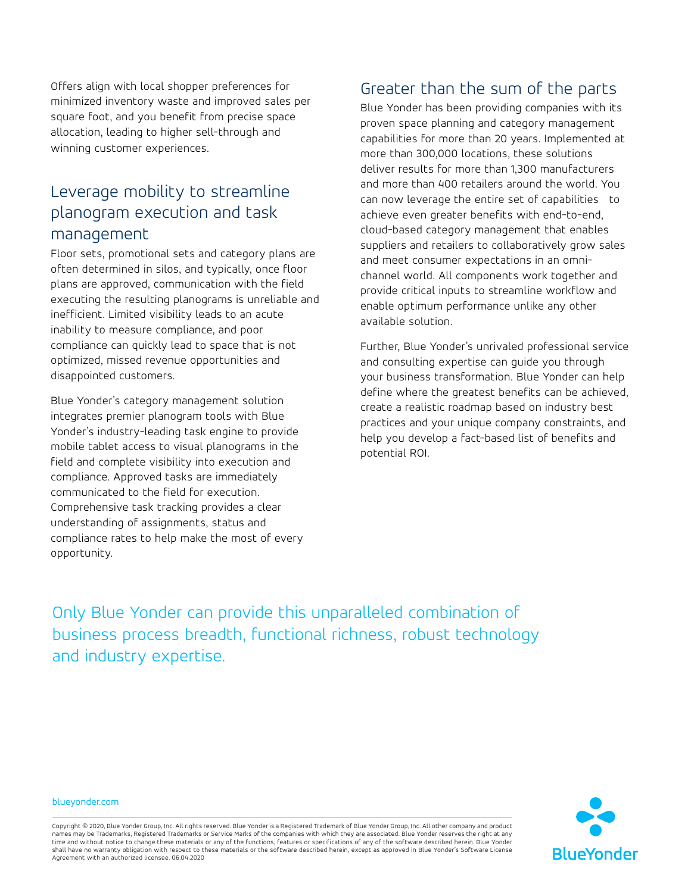Offers align with local shopper preferences for minimized inventory waste and improved sales per square foot, and you benefit from precise space allocation, leading to higher sell-through and winning customer experiences.

## Leverage mobility to streamline planogram execution and task management

Floor sets, promotional sets and category plans are often determined in silos, and typically, once floor plans are approved, communication with the field executing the resulting planograms is unreliable and inefficient. Limited visibility leads to an acute inability to measure compliance, and poor compliance can quickly lead to space that is not optimized, missed revenue opportunities and disappointed customers.

Blue Yonder's category management solution integrates premier planogram tools with Blue Yonder's industry-leading task engine to provide mobile tablet access to visual planograms in the field and complete visibility into execution and compliance. Approved tasks are immediately communicated to the field for execution. Comprehensive task tracking provides a clear understanding of assignments, status and compliance rates to help make the most of every opportunity.

## Greater than the sum of the parts

Blue Yonder has been providing companies with its proven space planning and category management capabilities for more than 20 years. Implemented at more than 300,000 locations, these solutions deliver results for more than 1,300 manufacturers and more than 400 retailers around the world. You can now leverage the entire set of capabilities to achieve even greater benefits with end-to-end, cloud-based category management that enables suppliers and retailers to collaboratively grow sales and meet consumer expectations in an omni-channel world. All components work together and provide critical inputs to streamline workflow and enable optimum performance unlike any other available solution.

Further, Blue Yonder's unrivaled professional service and consulting expertise can guide you through your business transformation. Blue Yonder can help define where the greatest benefits can be achieved, create a realistic roadmap based on industry best practices and your unique company constraints, and help you develop a fact-based list of benefits and potential ROI.

Only Blue Yonder can provide this unparalleled combination of business process breadth, functional richness, robust technology and industry expertise.

blueyonder.com

Copyright © 2020, Blue Yonder Group, Inc. All rights reserved. Blue Yonder is a Registered Trademark of Blue Yonder Group, Inc. All other company and product names may be Trademarks, Registered Trademarks or Service Marks of the companies with which they are associated. Blue Yonder reserves the right at any time and without notice to change these materials or any of the functions, features or specifications of any of the software described herein. Blue Yonder shall have no warranty obligation with respect to these materials or the software described herein, except as approved in Blue Yonder's Software License Agreement with an authorized licensee. 06.04.2020

BlueYonder